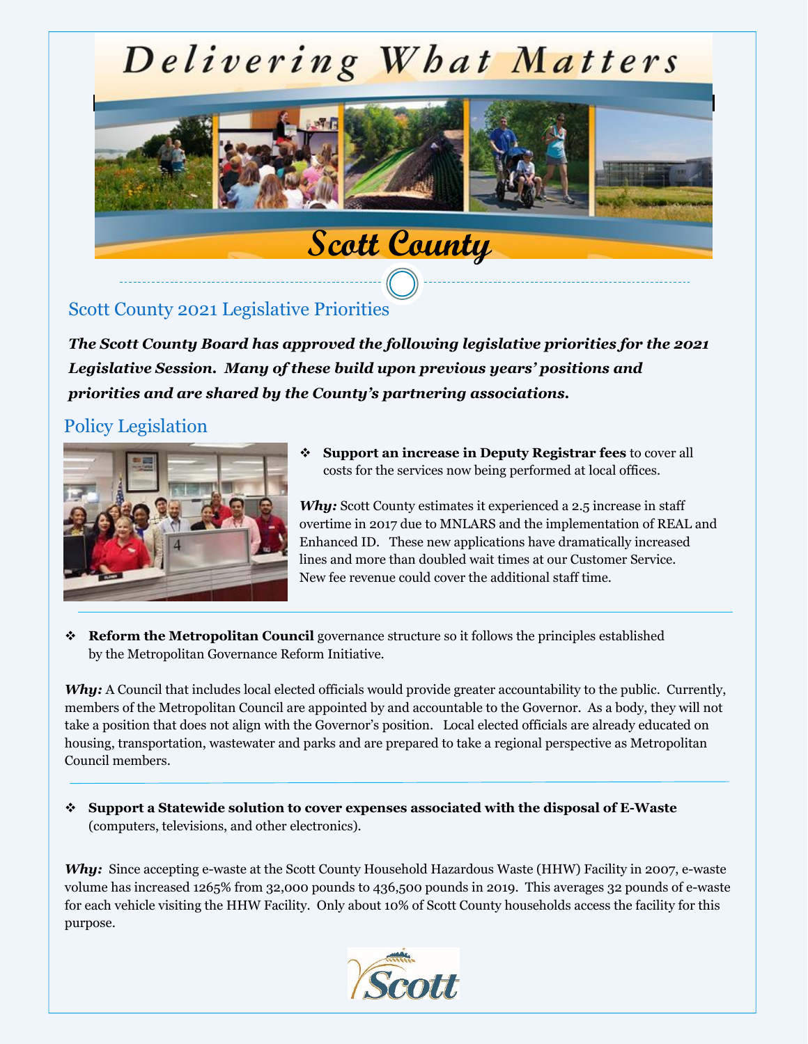# Delivering What Matters

## Scott County

## Scott County 2021 Legislative Priorities

***The Scott County Board has approved the following legislative priorities for the 2021 Legislative Session. Many of these build upon previous years' positions and priorities and are shared by the County's partnering associations.***

## Policy Legislation

- **Support an increase in Deputy Registrar fees** to cover all costs for the services now being performed at local offices.

***Why:*** Scott County estimates it experienced a 2.5 increase in staff overtime in 2017 due to MNLARS and the implementation of REAL and Enhanced ID. These new applications have dramatically increased lines and more than doubled wait times at our Customer Service. New fee revenue could cover the additional staff time.

---

- **Reform the Metropolitan Council** governance structure so it follows the principles established by the Metropolitan Governance Reform Initiative.

***Why:*** A Council that includes local elected officials would provide greater accountability to the public. Currently, members of the Metropolitan Council are appointed by and accountable to the Governor. As a body, they will not take a position that does not align with the Governor's position. Local elected officials are already educated on housing, transportation, wastewater and parks and are prepared to take a regional perspective as Metropolitan Council members.

---

- **Support a Statewide solution to cover expenses associated with the disposal of E-Waste** (computers, televisions, and other electronics).

***Why:*** Since accepting e-waste at the Scott County Household Hazardous Waste (HHW) Facility in 2007, e-waste volume has increased 1265% from 32,000 pounds to 436,500 pounds in 2019. This averages 32 pounds of e-waste for each vehicle visiting the HHW Facility. Only about 10% of Scott County households access the facility for this purpose.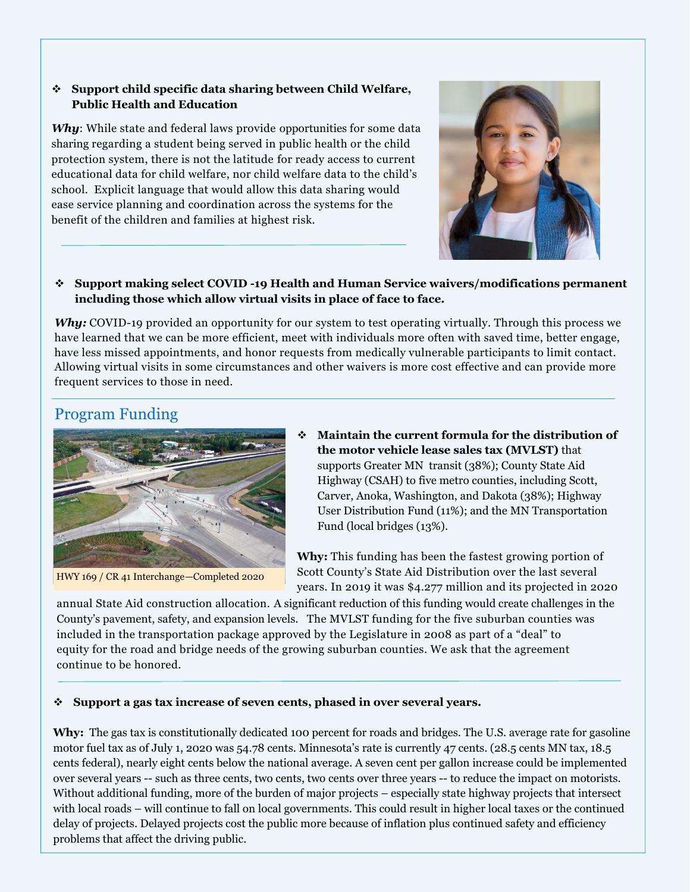- **Support child specific data sharing between Child Welfare, Public Health and Education**

***Why***: While state and federal laws provide opportunities for some data sharing regarding a student being served in public health or the child protection system, there is not the latitude for ready access to current educational data for child welfare, nor child welfare data to the child's school. Explicit language that would allow this data sharing would ease service planning and coordination across the systems for the benefit of the children and families at highest risk.

- **Support making select COVID -19 Health and Human Service waivers/modifications permanent including those which allow virtual visits in place of face to face.**

***Why:*** COVID-19 provided an opportunity for our system to test operating virtually. Through this process we have learned that we can be more efficient, meet with individuals more often with saved time, better engage, have less missed appointments, and honor requests from medically vulnerable participants to limit contact. Allowing virtual visits in some circumstances and other waivers is more cost effective and can provide more frequent services to those in need.

## Program Funding

HWY 169 / CR 41 Interchange—Completed 2020

- **Maintain the current formula for the distribution of the motor vehicle lease sales tax (MVLST)** that supports Greater MN transit (38%); County State Aid Highway (CSAH) to five metro counties, including Scott, Carver, Anoka, Washington, and Dakota (38%); Highway User Distribution Fund (11%); and the MN Transportation Fund (local bridges (13%).

**Why:** This funding has been the fastest growing portion of Scott County's State Aid Distribution over the last several years. In 2019 it was $4.277 million and its projected in 2020 annual State Aid construction allocation. A significant reduction of this funding would create challenges in the County's pavement, safety, and expansion levels. The MVLST funding for the five suburban counties was included in the transportation package approved by the Legislature in 2008 as part of a "deal" to equity for the road and bridge needs of the growing suburban counties. We ask that the agreement continue to be honored.

- **Support a gas tax increase of seven cents, phased in over several years.**

**Why:** The gas tax is constitutionally dedicated 100 percent for roads and bridges. The U.S. average rate for gasoline motor fuel tax as of July 1, 2020 was 54.78 cents. Minnesota's rate is currently 47 cents. (28.5 cents MN tax, 18.5 cents federal), nearly eight cents below the national average. A seven cent per gallon increase could be implemented over several years -- such as three cents, two cents, two cents over three years -- to reduce the impact on motorists. Without additional funding, more of the burden of major projects – especially state highway projects that intersect with local roads – will continue to fall on local governments. This could result in higher local taxes or the continued delay of projects. Delayed projects cost the public more because of inflation plus continued safety and efficiency problems that affect the driving public.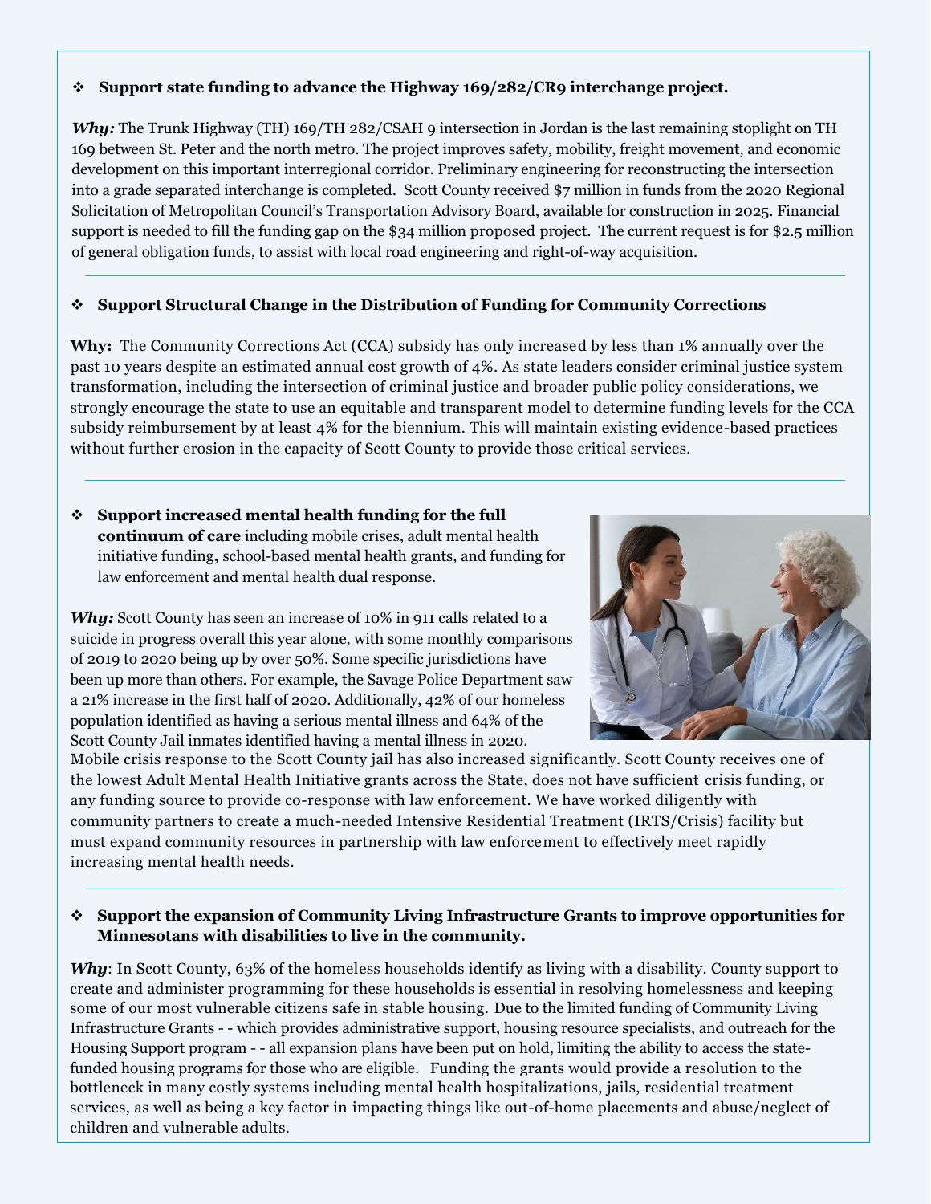- **Support state funding to advance the Highway 169/282/CR9 interchange project.**

***Why:*** The Trunk Highway (TH) 169/TH 282/CSAH 9 intersection in Jordan is the last remaining stoplight on TH 169 between St. Peter and the north metro. The project improves safety, mobility, freight movement, and economic development on this important interregional corridor. Preliminary engineering for reconstructing the intersection into a grade separated interchange is completed. Scott County received $7 million in funds from the 2020 Regional Solicitation of Metropolitan Council's Transportation Advisory Board, available for construction in 2025. Financial support is needed to fill the funding gap on the $34 million proposed project. The current request is for $2.5 million of general obligation funds, to assist with local road engineering and right-of-way acquisition.

---

- **Support Structural Change in the Distribution of Funding for Community Corrections**

**Why:** The Community Corrections Act (CCA) subsidy has only increased by less than 1% annually over the past 10 years despite an estimated annual cost growth of 4%. As state leaders consider criminal justice system transformation, including the intersection of criminal justice and broader public policy considerations, we strongly encourage the state to use an equitable and transparent model to determine funding levels for the CCA subsidy reimbursement by at least 4% for the biennium. This will maintain existing evidence-based practices without further erosion in the capacity of Scott County to provide those critical services.

---

- **Support increased mental health funding for the full continuum of care** including mobile crises, adult mental health initiative funding**,** school-based mental health grants, and funding for law enforcement and mental health dual response.

***Why:*** Scott County has seen an increase of 10% in 911 calls related to a suicide in progress overall this year alone, with some monthly comparisons of 2019 to 2020 being up by over 50%. Some specific jurisdictions have been up more than others. For example, the Savage Police Department saw a 21% increase in the first half of 2020. Additionally, 42% of our homeless population identified as having a serious mental illness and 64% of the Scott County Jail inmates identified having a mental illness in 2020. Mobile crisis response to the Scott County jail has also increased significantly. Scott County receives one of the lowest Adult Mental Health Initiative grants across the State, does not have sufficient crisis funding, or any funding source to provide co-response with law enforcement. We have worked diligently with community partners to create a much-needed Intensive Residential Treatment (IRTS/Crisis) facility but must expand community resources in partnership with law enforcement to effectively meet rapidly increasing mental health needs.

---

- **Support the expansion of Community Living Infrastructure Grants to improve opportunities for Minnesotans with disabilities to live in the community.**

***Why***: In Scott County, 63% of the homeless households identify as living with a disability. County support to create and administer programming for these households is essential in resolving homelessness and keeping some of our most vulnerable citizens safe in stable housing. Due to the limited funding of Community Living Infrastructure Grants - - which provides administrative support, housing resource specialists, and outreach for the Housing Support program - - all expansion plans have been put on hold, limiting the ability to access the state-funded housing programs for those who are eligible. Funding the grants would provide a resolution to the bottleneck in many costly systems including mental health hospitalizations, jails, residential treatment services, as well as being a key factor in impacting things like out-of-home placements and abuse/neglect of children and vulnerable adults.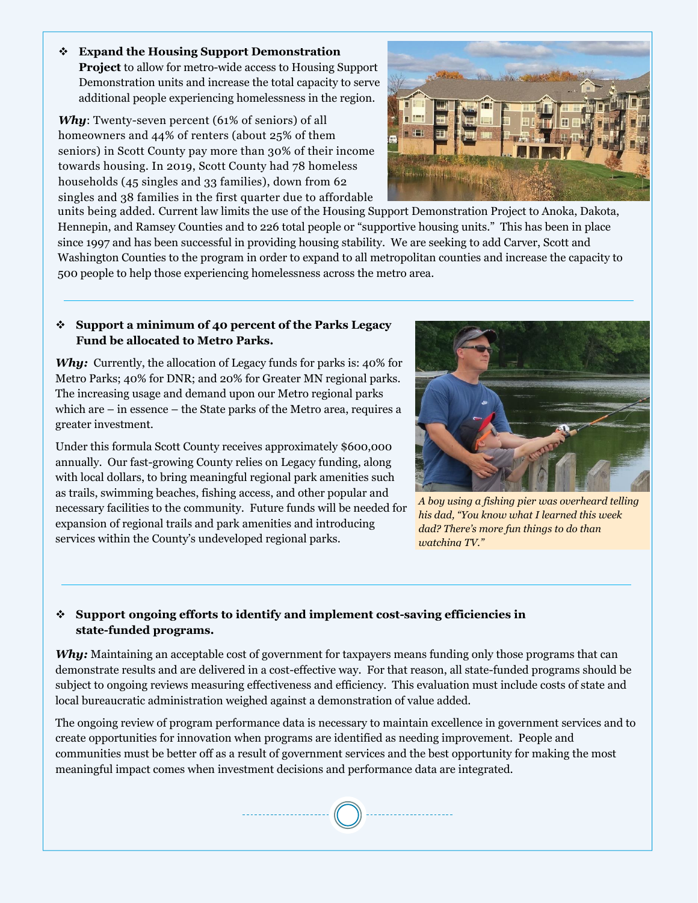- **Expand the Housing Support Demonstration Project** to allow for metro-wide access to Housing Support Demonstration units and increase the total capacity to serve additional people experiencing homelessness in the region.

***Why***: Twenty-seven percent (61% of seniors) of all homeowners and 44% of renters (about 25% of them seniors) in Scott County pay more than 30% of their income towards housing. In 2019, Scott County had 78 homeless households (45 singles and 33 families), down from 62 singles and 38 families in the first quarter due to affordable units being added. Current law limits the use of the Housing Support Demonstration Project to Anoka, Dakota, Hennepin, and Ramsey Counties and to 226 total people or "supportive housing units." This has been in place since 1997 and has been successful in providing housing stability. We are seeking to add Carver, Scott and Washington Counties to the program in order to expand to all metropolitan counties and increase the capacity to 500 people to help those experiencing homelessness across the metro area.

---

- **Support a minimum of 40 percent of the Parks Legacy Fund be allocated to Metro Parks.**

***Why:*** Currently, the allocation of Legacy funds for parks is: 40% for Metro Parks; 40% for DNR; and 20% for Greater MN regional parks. The increasing usage and demand upon our Metro regional parks which are – in essence – the State parks of the Metro area, requires a greater investment.

Under this formula Scott County receives approximately $600,000 annually. Our fast-growing County relies on Legacy funding, along with local dollars, to bring meaningful regional park amenities such as trails, swimming beaches, fishing access, and other popular and necessary facilities to the community. Future funds will be needed for expansion of regional trails and park amenities and introducing services within the County's undeveloped regional parks.

*A boy using a fishing pier was overheard telling his dad, "You know what I learned this week dad? There's more fun things to do than watching TV."*

---

- **Support ongoing efforts to identify and implement cost-saving efficiencies in state-funded programs.**

***Why:*** Maintaining an acceptable cost of government for taxpayers means funding only those programs that can demonstrate results and are delivered in a cost-effective way. For that reason, all state-funded programs should be subject to ongoing reviews measuring effectiveness and efficiency. This evaluation must include costs of state and local bureaucratic administration weighed against a demonstration of value added.

The ongoing review of program performance data is necessary to maintain excellence in government services and to create opportunities for innovation when programs are identified as needing improvement. People and communities must be better off as a result of government services and the best opportunity for making the most meaningful impact comes when investment decisions and performance data are integrated.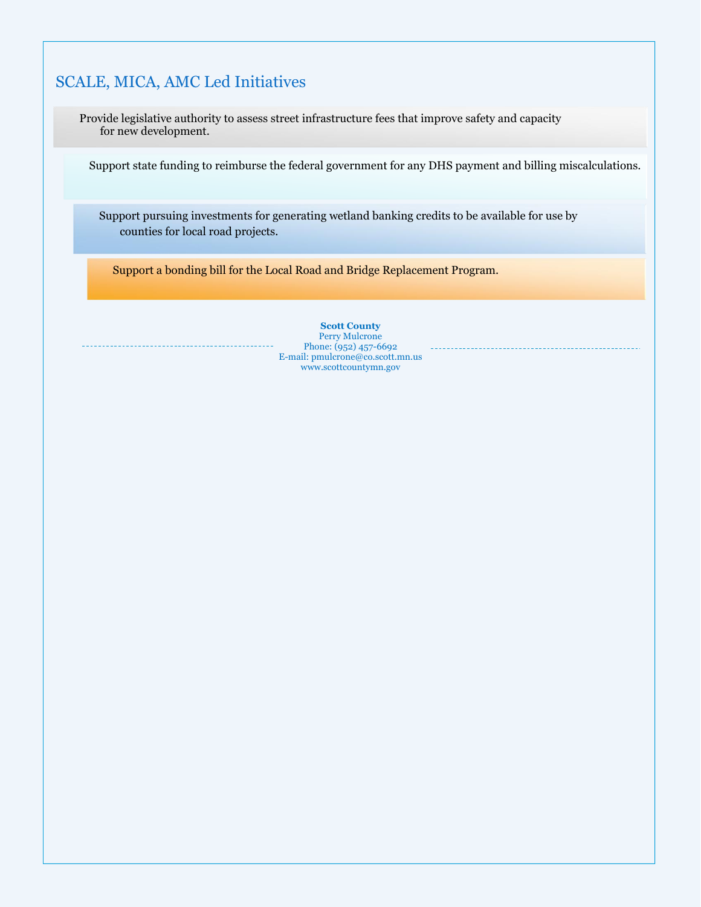## SCALE, MICA, AMC Led Initiatives

Provide legislative authority to assess street infrastructure fees that improve safety and capacity for new development.

Support state funding to reimburse the federal government for any DHS payment and billing miscalculations.

Support pursuing investments for generating wetland banking credits to be available for use by counties for local road projects.

Support a bonding bill for the Local Road and Bridge Replacement Program.

**Scott County**
Perry Mulcrone
Phone: (952) 457-6692
E-mail: pmulcrone@co.scott.mn.us
www.scottcountymn.gov